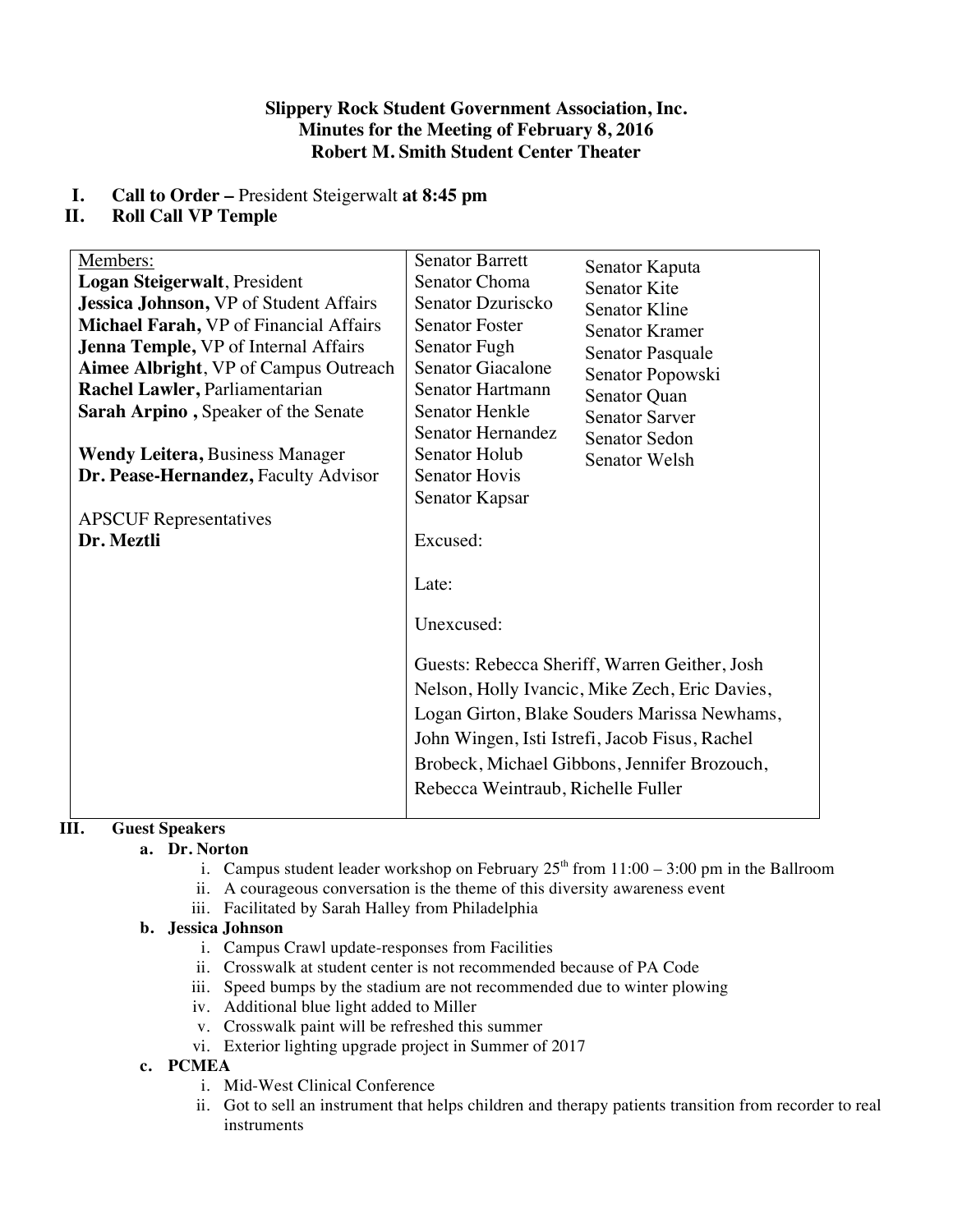**Slippery Rock Student Government Association, Inc.**
**Minutes for the Meeting of February 8, 2016**
**Robert M. Smith Student Center Theater**

**I. Call to Order –** President Steigerwalt **at 8:45 pm**

**II. Roll Call VP Temple**

| Members: | | |
|---|---|---|
| **Logan Steigerwalt**, President | Senator Barrett | Senator Kaputa |
| **Jessica Johnson,** VP of Student Affairs | Senator Choma | Senator Kite |
| **Michael Farah,** VP of Financial Affairs | Senator Dzuriscko | Senator Kline |
| **Jenna Temple,** VP of Internal Affairs | Senator Foster | Senator Kramer |
| **Aimee Albright**, VP of Campus Outreach | Senator Fugh | Senator Pasquale |
| **Rachel Lawler,** Parliamentarian | Senator Giacalone | Senator Popowski |
| **Sarah Arpino ,** Speaker of the Senate | Senator Hartmann | Senator Quan |
| | Senator Henkle | Senator Sarver |
| **Wendy Leitera,** Business Manager | Senator Hernandez | Senator Sedon |
| **Dr. Pease-Hernandez,** Faculty Advisor | Senator Holub | Senator Welsh |
| | Senator Hovis | |
| APSCUF Representatives | Senator Kapsar | |
| **Dr. Meztli** | Excused: | |
| | Late: | |
| | Unexcused: | |
| | Guests: Rebecca Sheriff, Warren Geither, Josh Nelson, Holly Ivancic, Mike Zech, Eric Davies, Logan Girton, Blake Souders Marissa Newhams, John Wingen, Isti Istrefi, Jacob Fisus, Rachel Brobeck, Michael Gibbons, Jennifer Brozouch, Rebecca Weintraub, Richelle Fuller | |

**III. Guest Speakers**

**a. Dr. Norton**

i. Campus student leader workshop on February 25th from 11:00 – 3:00 pm in the Ballroom
ii. A courageous conversation is the theme of this diversity awareness event
iii. Facilitated by Sarah Halley from Philadelphia

**b. Jessica Johnson**

i. Campus Crawl update-responses from Facilities
ii. Crosswalk at student center is not recommended because of PA Code
iii. Speed bumps by the stadium are not recommended due to winter plowing
iv. Additional blue light added to Miller
v. Crosswalk paint will be refreshed this summer
vi. Exterior lighting upgrade project in Summer of 2017

**c. PCMEA**

i. Mid-West Clinical Conference
ii. Got to sell an instrument that helps children and therapy patients transition from recorder to real instruments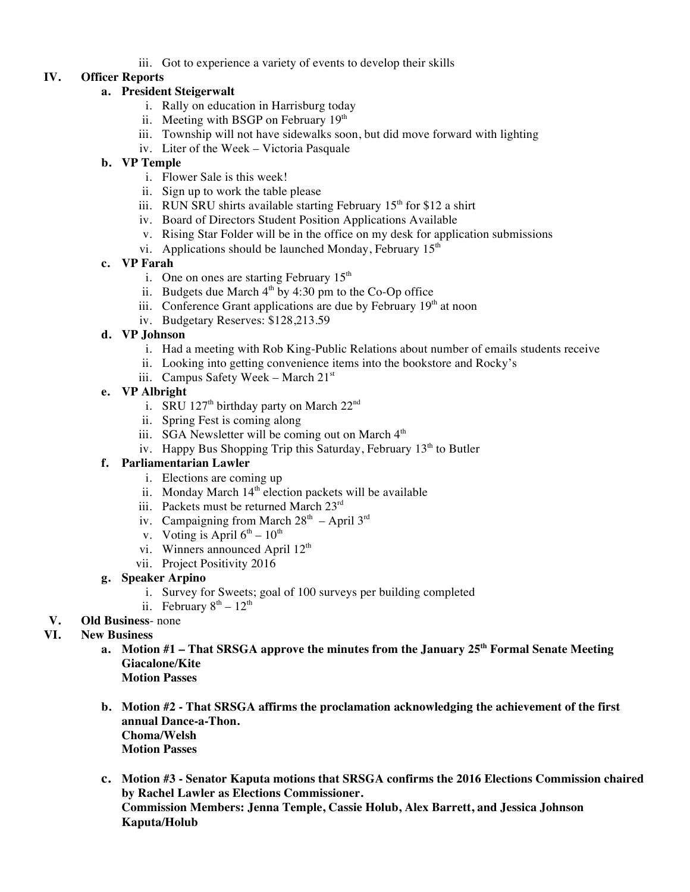iii. Got to experience a variety of events to develop their skills

**IV. Officer Reports**

**a. President Steigerwalt**

i. Rally on education in Harrisburg today
ii. Meeting with BSGP on February 19th
iii. Township will not have sidewalks soon, but did move forward with lighting
iv. Liter of the Week – Victoria Pasquale

**b. VP Temple**

i. Flower Sale is this week!
ii. Sign up to work the table please
iii. RUN SRU shirts available starting February 15th for $12 a shirt
iv. Board of Directors Student Position Applications Available
v. Rising Star Folder will be in the office on my desk for application submissions
vi. Applications should be launched Monday, February 15th

**c. VP Farah**

i. One on ones are starting February 15th
ii. Budgets due March 4th by 4:30 pm to the Co-Op office
iii. Conference Grant applications are due by February 19th at noon
iv. Budgetary Reserves: $128,213.59

**d. VP Johnson**

i. Had a meeting with Rob King-Public Relations about number of emails students receive
ii. Looking into getting convenience items into the bookstore and Rocky's
iii. Campus Safety Week – March 21st

**e. VP Albright**

i. SRU 127th birthday party on March 22nd
ii. Spring Fest is coming along
iii. SGA Newsletter will be coming out on March 4th
iv. Happy Bus Shopping Trip this Saturday, February 13th to Butler

**f. Parliamentarian Lawler**

i. Elections are coming up
ii. Monday March 14th election packets will be available
iii. Packets must be returned March 23rd
iv. Campaigning from March 28th – April 3rd
v. Voting is April 6th – 10th
vi. Winners announced April 12th
vii. Project Positivity 2016

**g. Speaker Arpino**

i. Survey for Sweets; goal of 100 surveys per building completed
ii. February 8th – 12th

**V. Old Business**- none

**VI. New Business**

**a. Motion #1 – That SRSGA approve the minutes from the January 25th Formal Senate Meeting**
**Giacalone/Kite**
**Motion Passes**

**b. Motion #2 - That SRSGA affirms the proclamation acknowledging the achievement of the first annual Dance-a-Thon.**
**Choma/Welsh**
**Motion Passes**

**c. Motion #3 - Senator Kaputa motions that SRSGA confirms the 2016 Elections Commission chaired by Rachel Lawler as Elections Commissioner.**
**Commission Members: Jenna Temple, Cassie Holub, Alex Barrett, and Jessica Johnson**
**Kaputa/Holub**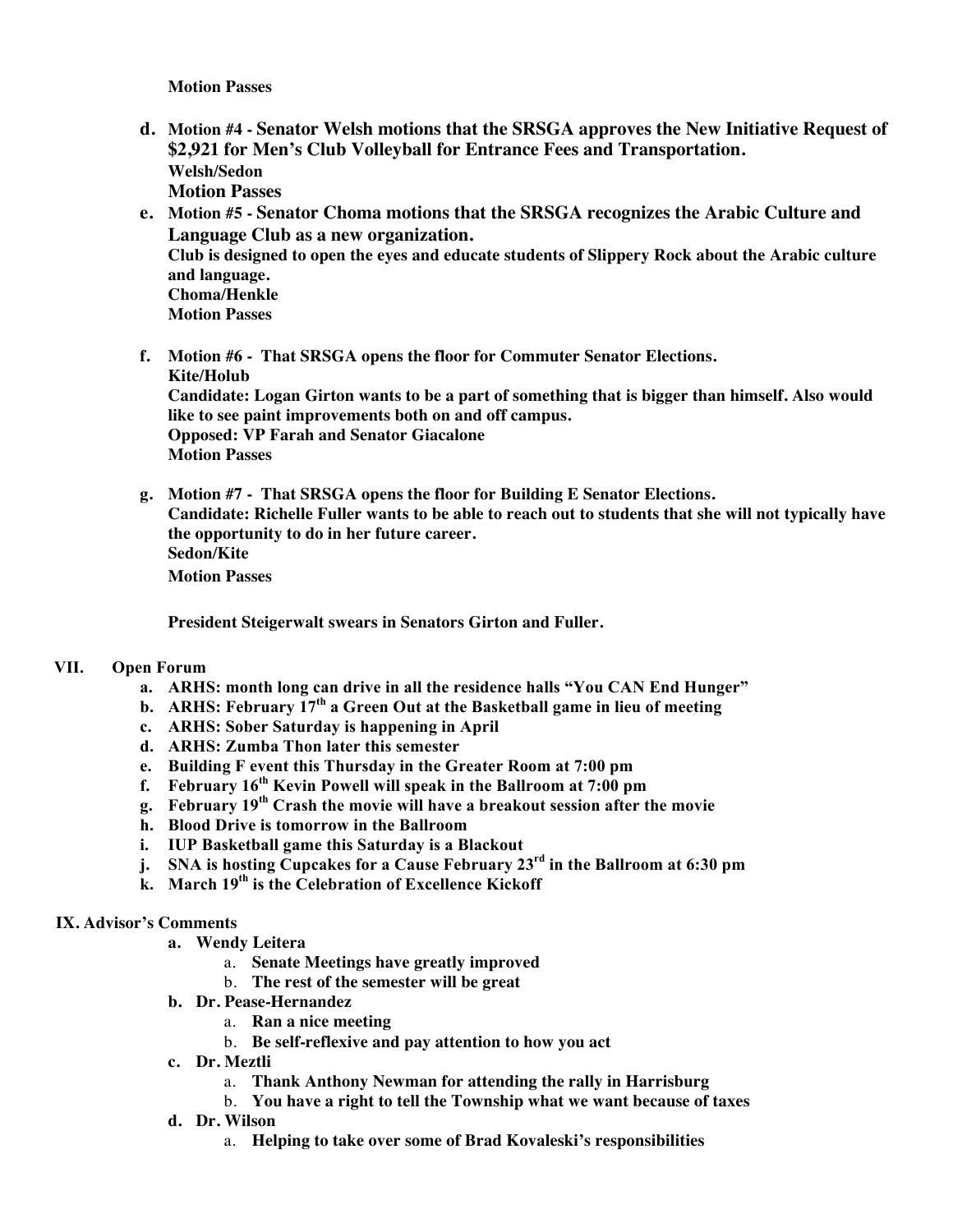**Motion Passes**

- d. **Motion #4 - Senator Welsh motions that the SRSGA approves the New Initiative Request of $2,921 for Men's Club Volleyball for Entrance Fees and Transportation.**
  **Welsh/Sedon**
  **Motion Passes**
- e. **Motion #5 - Senator Choma motions that the SRSGA recognizes the Arabic Culture and Language Club as a new organization.**
  **Club is designed to open the eyes and educate students of Slippery Rock about the Arabic culture and language.**
  **Choma/Henkle**
  **Motion Passes**

- f. **Motion #6 - That SRSGA opens the floor for Commuter Senator Elections.**
  **Kite/Holub**
  **Candidate: Logan Girton wants to be a part of something that is bigger than himself. Also would like to see paint improvements both on and off campus.**
  **Opposed: VP Farah and Senator Giacalone**
  **Motion Passes**

- g. **Motion #7 - That SRSGA opens the floor for Building E Senator Elections.**
  **Candidate: Richelle Fuller wants to be able to reach out to students that she will not typically have the opportunity to do in her future career.**
  **Sedon/Kite**
  **Motion Passes**

**President Steigerwalt swears in Senators Girton and Fuller.**

## VII. Open Forum

- a. **ARHS: month long can drive in all the residence halls "You CAN End Hunger"**
- b. **ARHS: February 17th a Green Out at the Basketball game in lieu of meeting**
- c. **ARHS: Sober Saturday is happening in April**
- d. **ARHS: Zumba Thon later this semester**
- e. **Building F event this Thursday in the Greater Room at 7:00 pm**
- f. **February 16th Kevin Powell will speak in the Ballroom at 7:00 pm**
- g. **February 19th Crash the movie will have a breakout session after the movie**
- h. **Blood Drive is tomorrow in the Ballroom**
- i. **IUP Basketball game this Saturday is a Blackout**
- j. **SNA is hosting Cupcakes for a Cause February 23rd in the Ballroom at 6:30 pm**
- k. **March 19th is the Celebration of Excellence Kickoff**

## IX. Advisor's Comments

- a. **Wendy Leitera**
  - a. **Senate Meetings have greatly improved**
  - b. **The rest of the semester will be great**
- b. **Dr. Pease-Hernandez**
  - a. **Ran a nice meeting**
  - b. **Be self-reflexive and pay attention to how you act**
- c. **Dr. Meztli**
  - a. **Thank Anthony Newman for attending the rally in Harrisburg**
  - b. **You have a right to tell the Township what we want because of taxes**
- d. **Dr. Wilson**
  - a. **Helping to take over some of Brad Kovaleski's responsibilities**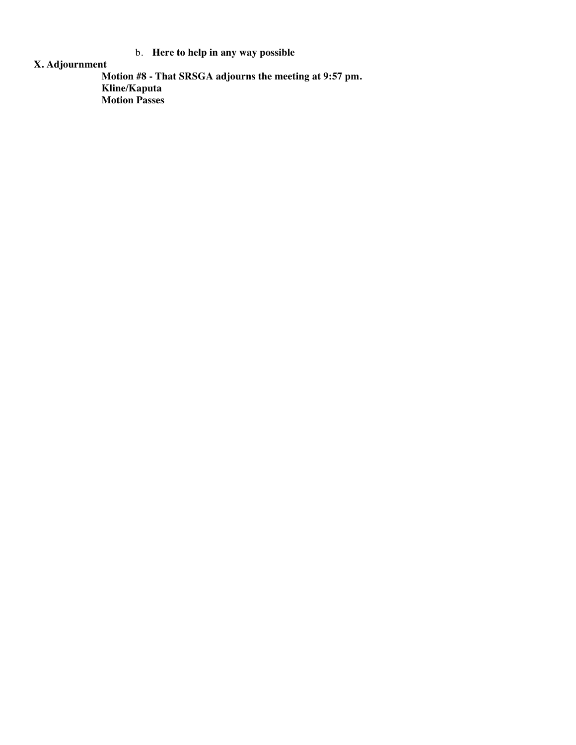b. **Here to help in any way possible**

**X. Adjournment**

**Motion #8 - That SRSGA adjourns the meeting at 9:57 pm.**
**Kline/Kaputa**
**Motion Passes**